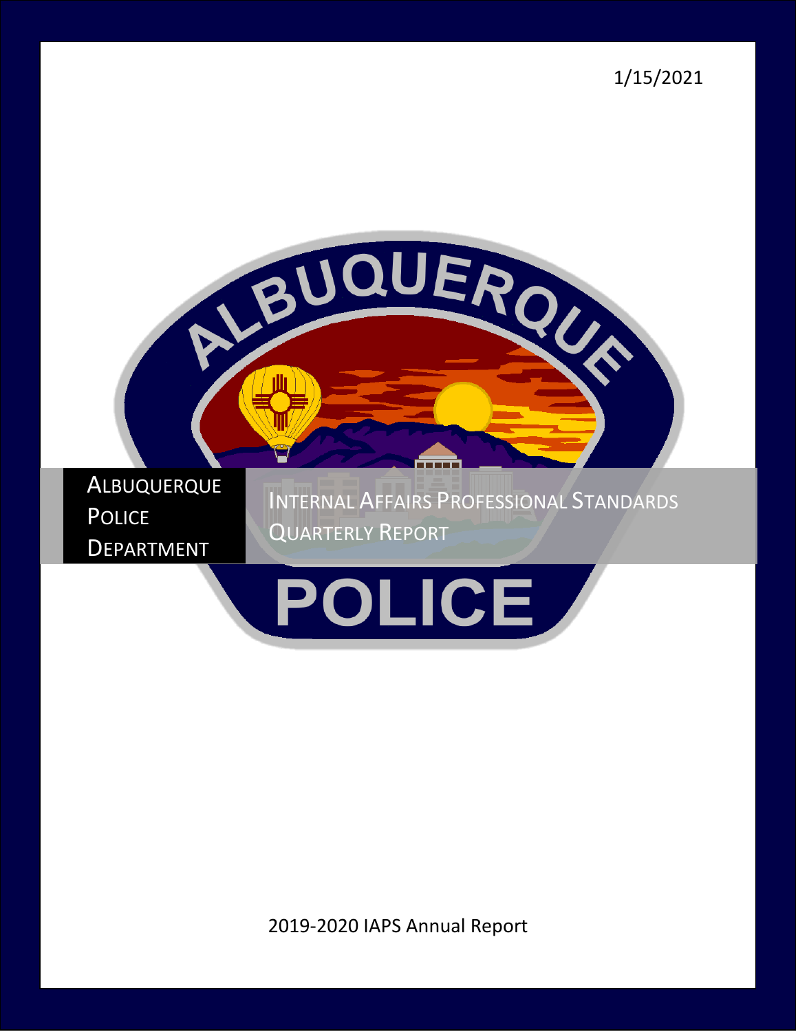1/15/2021

# Albuquerque Police Department

## Internal Affairs Professional Standards Quarterly Report

2019-2020 IAPS Annual Report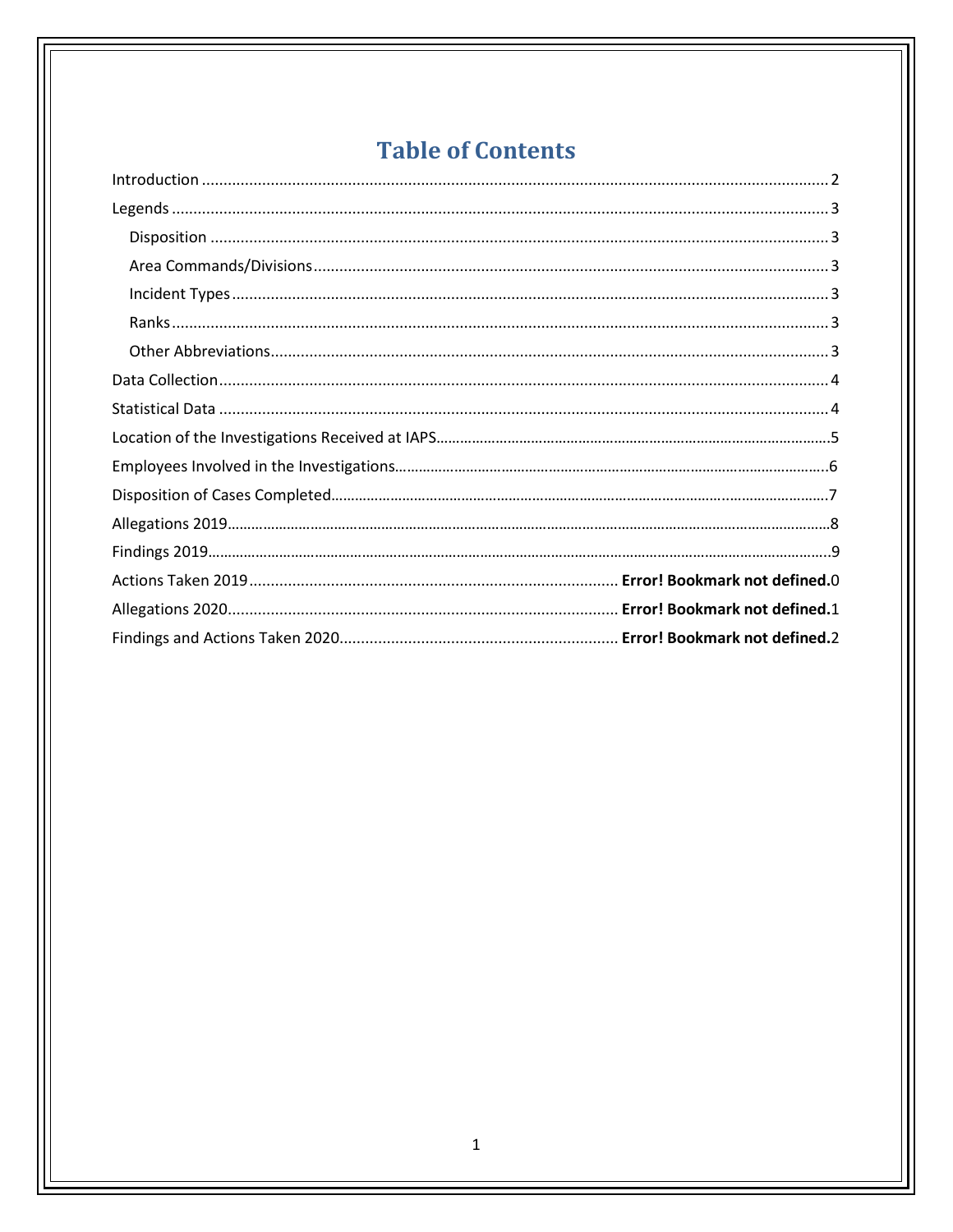# Table of Contents

Introduction .......... 2
Legends .......... 3
- Disposition .......... 3
- Area Commands/Divisions .......... 3
- Incident Types .......... 3
- Ranks .......... 3
- Other Abbreviations .......... 3

Data Collection .......... 4
Statistical Data .......... 4
Location of the Investigations Received at IAPS .......... 5
Employees Involved in the Investigations .......... 6
Disposition of Cases Completed .......... 7
Allegations 2019 .......... 8
Findings 2019 .......... 9
Actions Taken 2019 .......... **Error! Bookmark not defined.**0
Allegations 2020 .......... **Error! Bookmark not defined.**1
Findings and Actions Taken 2020 .......... **Error! Bookmark not defined.**2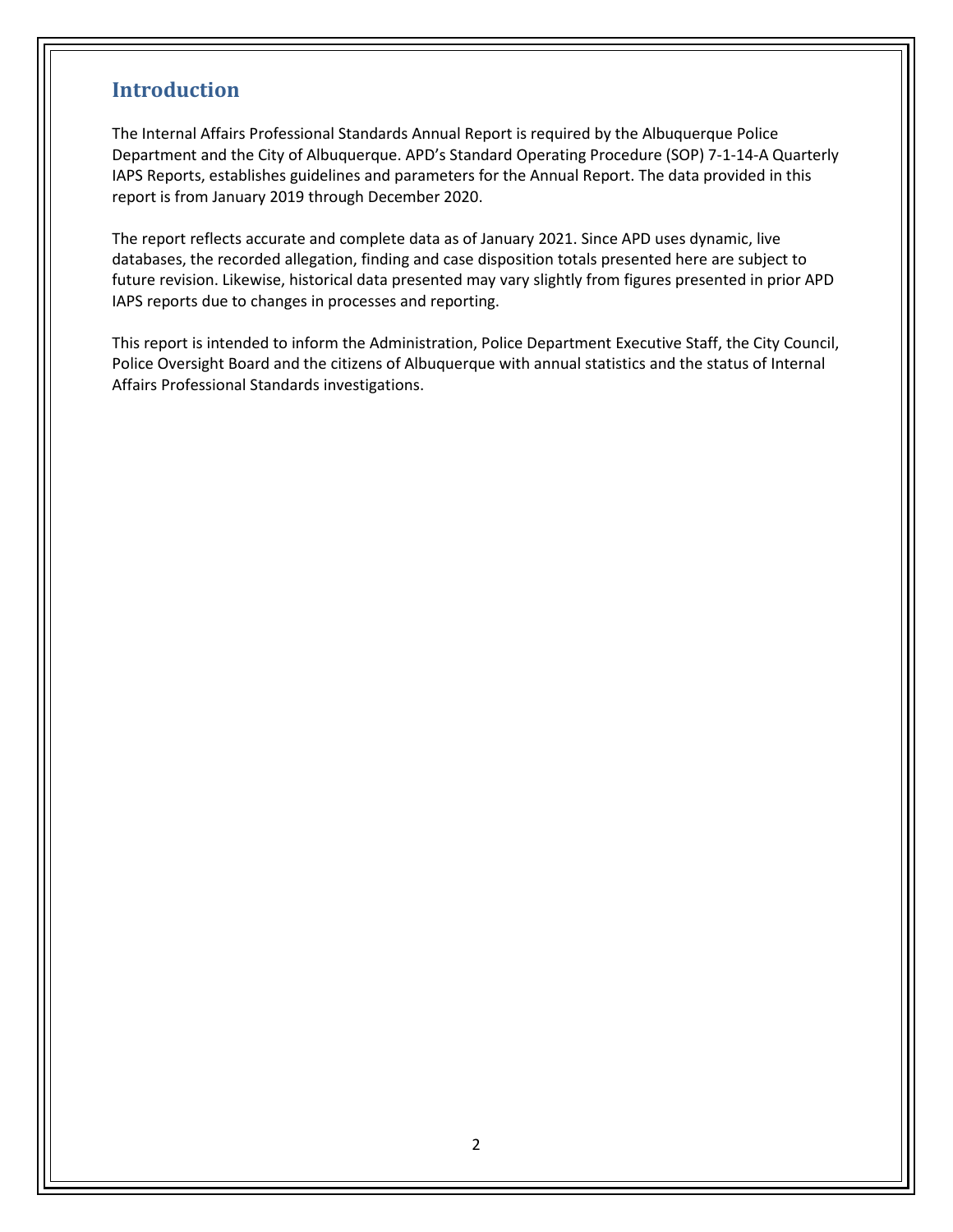## Introduction

The Internal Affairs Professional Standards Annual Report is required by the Albuquerque Police Department and the City of Albuquerque. APD's Standard Operating Procedure (SOP) 7-1-14-A Quarterly IAPS Reports, establishes guidelines and parameters for the Annual Report. The data provided in this report is from January 2019 through December 2020.

The report reflects accurate and complete data as of January 2021. Since APD uses dynamic, live databases, the recorded allegation, finding and case disposition totals presented here are subject to future revision. Likewise, historical data presented may vary slightly from figures presented in prior APD IAPS reports due to changes in processes and reporting.

This report is intended to inform the Administration, Police Department Executive Staff, the City Council, Police Oversight Board and the citizens of Albuquerque with annual statistics and the status of Internal Affairs Professional Standards investigations.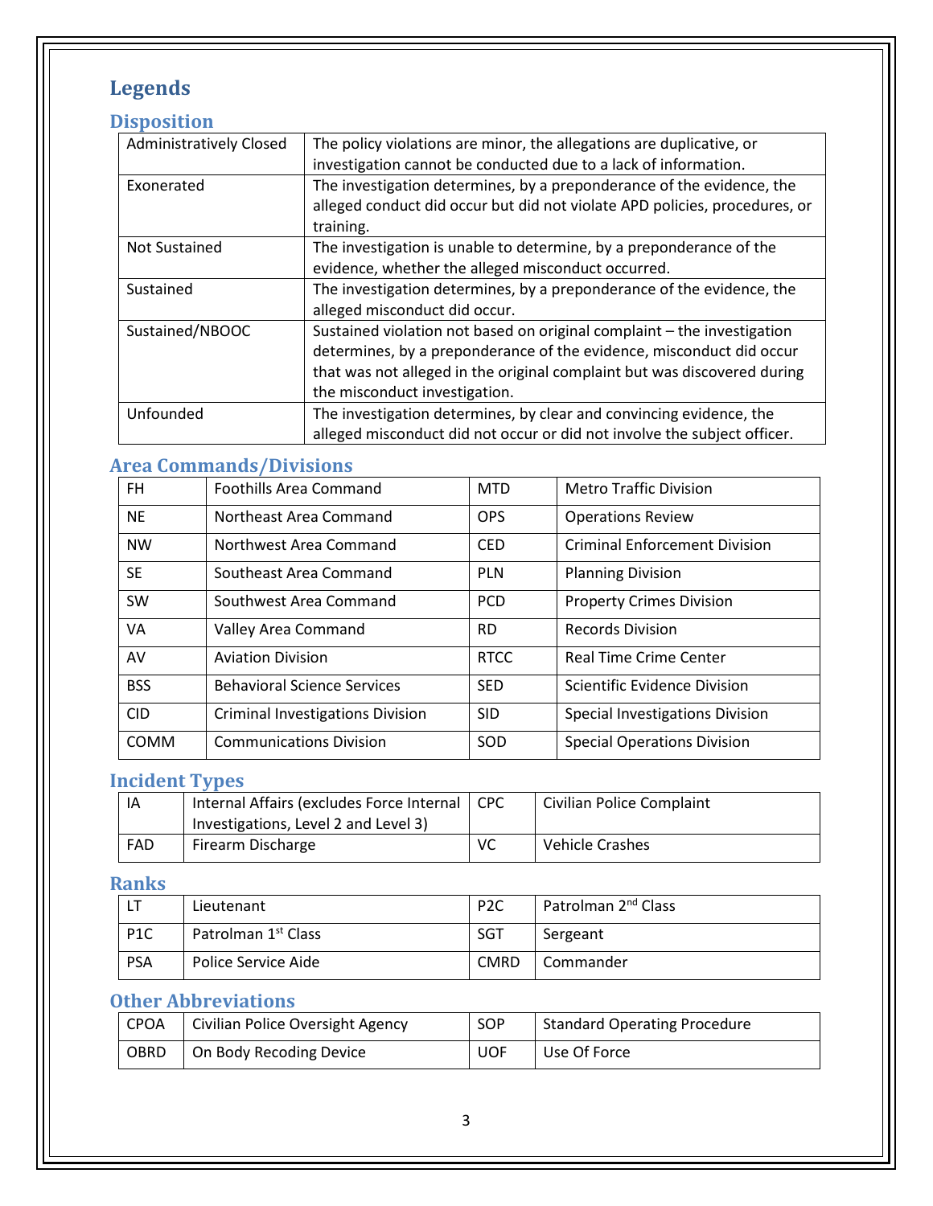# Legends

## Disposition

| | |
|---|---|
| Administratively Closed | The policy violations are minor, the allegations are duplicative, or investigation cannot be conducted due to a lack of information. |
| Exonerated | The investigation determines, by a preponderance of the evidence, the alleged conduct did occur but did not violate APD policies, procedures, or training. |
| Not Sustained | The investigation is unable to determine, by a preponderance of the evidence, whether the alleged misconduct occurred. |
| Sustained | The investigation determines, by a preponderance of the evidence, the alleged misconduct did occur. |
| Sustained/NBOOC | Sustained violation not based on original complaint – the investigation determines, by a preponderance of the evidence, misconduct did occur that was not alleged in the original complaint but was discovered during the misconduct investigation. |
| Unfounded | The investigation determines, by clear and convincing evidence, the alleged misconduct did not occur or did not involve the subject officer. |

## Area Commands/Divisions

| | | | |
|---|---|---|---|
| FH | Foothills Area Command | MTD | Metro Traffic Division |
| NE | Northeast Area Command | OPS | Operations Review |
| NW | Northwest Area Command | CED | Criminal Enforcement Division |
| SE | Southeast Area Command | PLN | Planning Division |
| SW | Southwest Area Command | PCD | Property Crimes Division |
| VA | Valley Area Command | RD | Records Division |
| AV | Aviation Division | RTCC | Real Time Crime Center |
| BSS | Behavioral Science Services | SED | Scientific Evidence Division |
| CID | Criminal Investigations Division | SID | Special Investigations Division |
| COMM | Communications Division | SOD | Special Operations Division |

## Incident Types

| | | | |
|---|---|---|---|
| IA | Internal Affairs (excludes Force Internal Investigations, Level 2 and Level 3) | CPC | Civilian Police Complaint |
| FAD | Firearm Discharge | VC | Vehicle Crashes |

## Ranks

| | | | |
|---|---|---|---|
| LT | Lieutenant | P2C | Patrolman 2nd Class |
| P1C | Patrolman 1st Class | SGT | Sergeant |
| PSA | Police Service Aide | CMRD | Commander |

## Other Abbreviations

| | | | |
|---|---|---|---|
| CPOA | Civilian Police Oversight Agency | SOP | Standard Operating Procedure |
| OBRD | On Body Recoding Device | UOF | Use Of Force |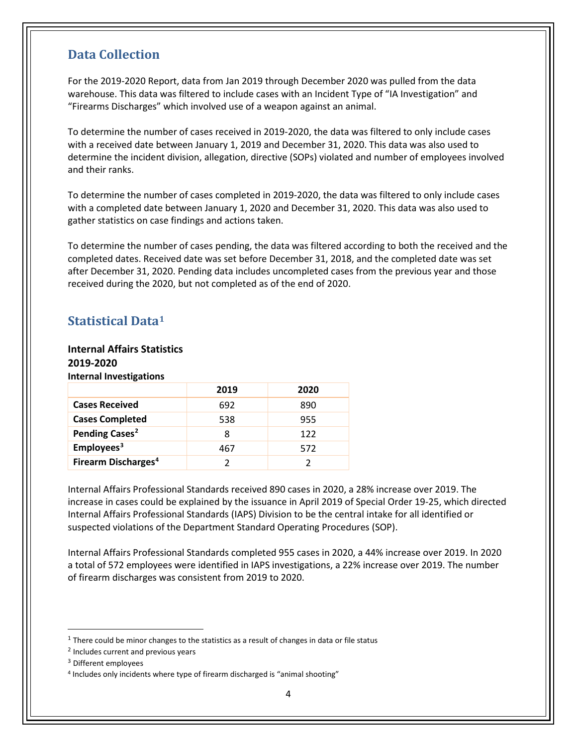## Data Collection

For the 2019-2020 Report, data from Jan 2019 through December 2020 was pulled from the data warehouse. This data was filtered to include cases with an Incident Type of "IA Investigation" and "Firearms Discharges" which involved use of a weapon against an animal.

To determine the number of cases received in 2019-2020, the data was filtered to only include cases with a received date between January 1, 2019 and December 31, 2020. This data was also used to determine the incident division, allegation, directive (SOPs) violated and number of employees involved and their ranks.

To determine the number of cases completed in 2019-2020, the data was filtered to only include cases with a completed date between January 1, 2020 and December 31, 2020. This data was also used to gather statistics on case findings and actions taken.

To determine the number of cases pending, the data was filtered according to both the received and the completed dates. Received date was set before December 31, 2018, and the completed date was set after December 31, 2020. Pending data includes uncompleted cases from the previous year and those received during the 2020, but not completed as of the end of 2020.

## Statistical Data[1]

**Internal Affairs Statistics**
**2019-2020**

**Internal Investigations**

| | 2019 | 2020 |
|---|---|---|
| **Cases Received** | 692 | 890 |
| **Cases Completed** | 538 | 955 |
| **Pending Cases[2]** | 8 | 122 |
| **Employees[3]** | 467 | 572 |
| **Firearm Discharges[4]** | 2 | 2 |

Internal Affairs Professional Standards received 890 cases in 2020, a 28% increase over 2019. The increase in cases could be explained by the issuance in April 2019 of Special Order 19-25, which directed Internal Affairs Professional Standards (IAPS) Division to be the central intake for all identified or suspected violations of the Department Standard Operating Procedures (SOP).

Internal Affairs Professional Standards completed 955 cases in 2020, a 44% increase over 2019. In 2020 a total of 572 employees were identified in IAPS investigations, a 22% increase over 2019. The number of firearm discharges was consistent from 2019 to 2020.

---

[1] There could be minor changes to the statistics as a result of changes in data or file status

[2] Includes current and previous years

[3] Different employees

[4] Includes only incidents where type of firearm discharged is "animal shooting"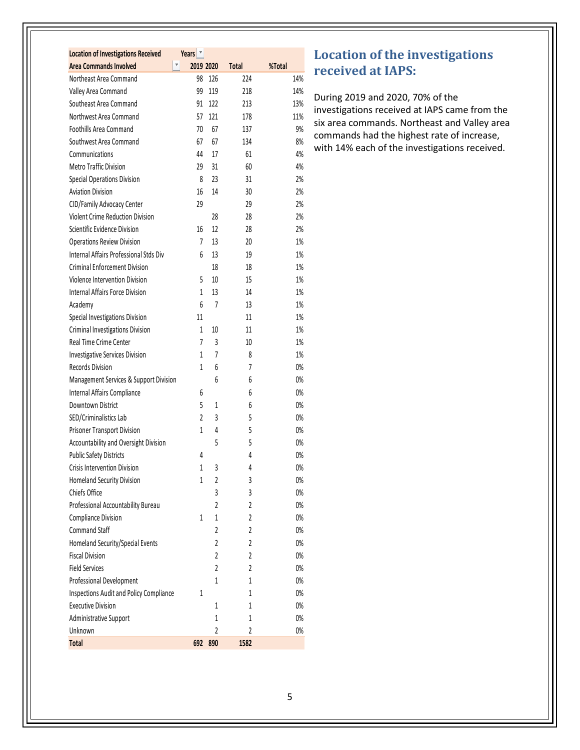## Location of the investigations received at IAPS:

During 2019 and 2020, 70% of the investigations received at IAPS came from the six area commands. Northeast and Valley area commands had the highest rate of increase, with 14% each of the investigations received.

| Location of Investigations Received | Years | | | |
|---|---|---|---|---|
| **Area Commands Involved** | **2019** | **2020** | **Total** | **%Total** |
| Northeast Area Command | 98 | 126 | 224 | 14% |
| Valley Area Command | 99 | 119 | 218 | 14% |
| Southeast Area Command | 91 | 122 | 213 | 13% |
| Northwest Area Command | 57 | 121 | 178 | 11% |
| Foothills Area Command | 70 | 67 | 137 | 9% |
| Southwest Area Command | 67 | 67 | 134 | 8% |
| Communications | 44 | 17 | 61 | 4% |
| Metro Traffic Division | 29 | 31 | 60 | 4% |
| Special Operations Division | 8 | 23 | 31 | 2% |
| Aviation Division | 16 | 14 | 30 | 2% |
| CID/Family Advocacy Center | 29 | | 29 | 2% |
| Violent Crime Reduction Division | | 28 | 28 | 2% |
| Scientific Evidence Division | 16 | 12 | 28 | 2% |
| Operations Review Division | 7 | 13 | 20 | 1% |
| Internal Affairs Professional Stds Div | 6 | 13 | 19 | 1% |
| Criminal Enforcement Division | | 18 | 18 | 1% |
| Violence Intervention Division | 5 | 10 | 15 | 1% |
| Internal Affairs Force Division | 1 | 13 | 14 | 1% |
| Academy | 6 | 7 | 13 | 1% |
| Special Investigations Division | 11 | | 11 | 1% |
| Criminal Investigations Division | 1 | 10 | 11 | 1% |
| Real Time Crime Center | 7 | 3 | 10 | 1% |
| Investigative Services Division | 1 | 7 | 8 | 1% |
| Records Division | 1 | 6 | 7 | 0% |
| Management Services & Support Division | | 6 | 6 | 0% |
| Internal Affairs Compliance | 6 | | 6 | 0% |
| Downtown District | 5 | 1 | 6 | 0% |
| SED/Criminalistics Lab | 2 | 3 | 5 | 0% |
| Prisoner Transport Division | 1 | 4 | 5 | 0% |
| Accountability and Oversight Division | | 5 | 5 | 0% |
| Public Safety Districts | 4 | | 4 | 0% |
| Crisis Intervention Division | 1 | 3 | 4 | 0% |
| Homeland Security Division | 1 | 2 | 3 | 0% |
| Chiefs Office | | 3 | 3 | 0% |
| Professional Accountability Bureau | | 2 | 2 | 0% |
| Compliance Division | 1 | 1 | 2 | 0% |
| Command Staff | | 2 | 2 | 0% |
| Homeland Security/Special Events | | 2 | 2 | 0% |
| Fiscal Division | | 2 | 2 | 0% |
| Field Services | | 2 | 2 | 0% |
| Professional Development | | 1 | 1 | 0% |
| Inspections Audit and Policy Compliance | 1 | | 1 | 0% |
| Executive Division | | 1 | 1 | 0% |
| Administrative Support | | 1 | 1 | 0% |
| Unknown | | 2 | 2 | 0% |
| **Total** | **692** | **890** | **1582** | |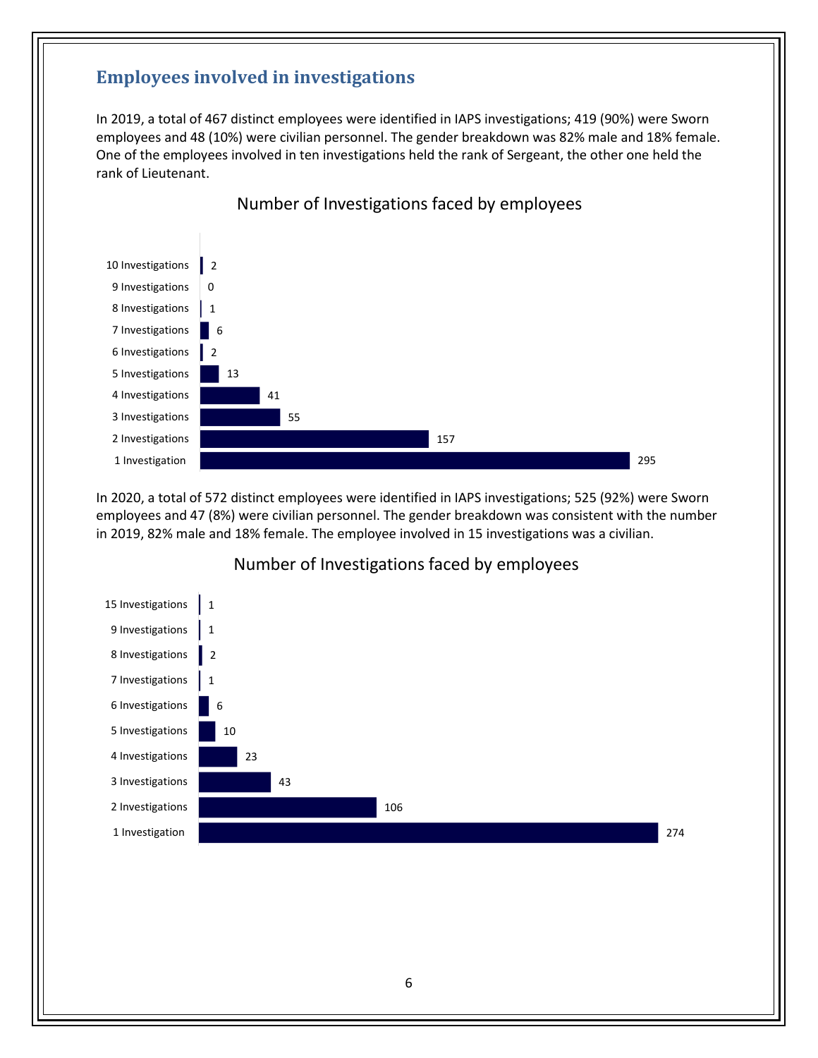## Employees involved in investigations

In 2019, a total of 467 distinct employees were identified in IAPS investigations; 419 (90%) were Sworn employees and 48 (10%) were civilian personnel. The gender breakdown was 82% male and 18% female. One of the employees involved in ten investigations held the rank of Sergeant, the other one held the rank of Lieutenant.

### Number of Investigations faced by employees

| Number of Investigations | Employees |
|---|---|
| 10 Investigations | 2 |
| 9 Investigations | 0 |
| 8 Investigations | 1 |
| 7 Investigations | 6 |
| 6 Investigations | 2 |
| 5 Investigations | 13 |
| 4 Investigations | 41 |
| 3 Investigations | 55 |
| 2 Investigations | 157 |
| 1 Investigation | 295 |

In 2020, a total of 572 distinct employees were identified in IAPS investigations; 525 (92%) were Sworn employees and 47 (8%) were civilian personnel. The gender breakdown was consistent with the number in 2019, 82% male and 18% female. The employee involved in 15 investigations was a civilian.

### Number of Investigations faced by employees

| Number of Investigations | Employees |
|---|---|
| 15 Investigations | 1 |
| 9 Investigations | 1 |
| 8 Investigations | 2 |
| 7 Investigations | 1 |
| 6 Investigations | 6 |
| 5 Investigations | 10 |
| 4 Investigations | 23 |
| 3 Investigations | 43 |
| 2 Investigations | 106 |
| 1 Investigation | 274 |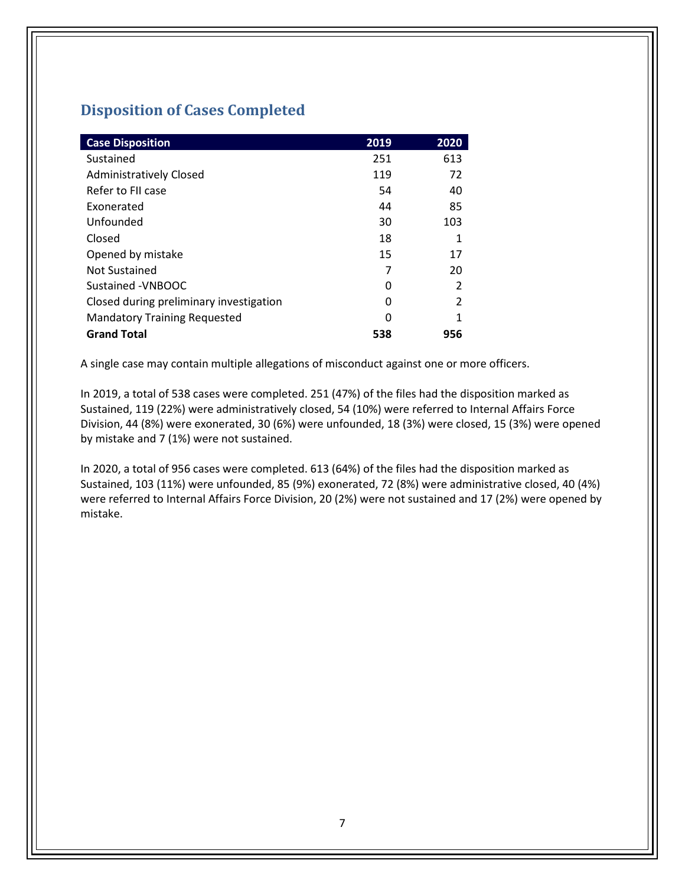## Disposition of Cases Completed

| Case Disposition | 2019 | 2020 |
|---|---|---|
| Sustained | 251 | 613 |
| Administratively Closed | 119 | 72 |
| Refer to FII case | 54 | 40 |
| Exonerated | 44 | 85 |
| Unfounded | 30 | 103 |
| Closed | 18 | 1 |
| Opened by mistake | 15 | 17 |
| Not Sustained | 7 | 20 |
| Sustained -VNBOOC | 0 | 2 |
| Closed during preliminary investigation | 0 | 2 |
| Mandatory Training Requested | 0 | 1 |
| **Grand Total** | **538** | **956** |

A single case may contain multiple allegations of misconduct against one or more officers.

In 2019, a total of 538 cases were completed. 251 (47%) of the files had the disposition marked as Sustained, 119 (22%) were administratively closed, 54 (10%) were referred to Internal Affairs Force Division, 44 (8%) were exonerated, 30 (6%) were unfounded, 18 (3%) were closed, 15 (3%) were opened by mistake and 7 (1%) were not sustained.

In 2020, a total of 956 cases were completed. 613 (64%) of the files had the disposition marked as Sustained, 103 (11%) were unfounded, 85 (9%) exonerated, 72 (8%) were administrative closed, 40 (4%) were referred to Internal Affairs Force Division, 20 (2%) were not sustained and 17 (2%) were opened by mistake.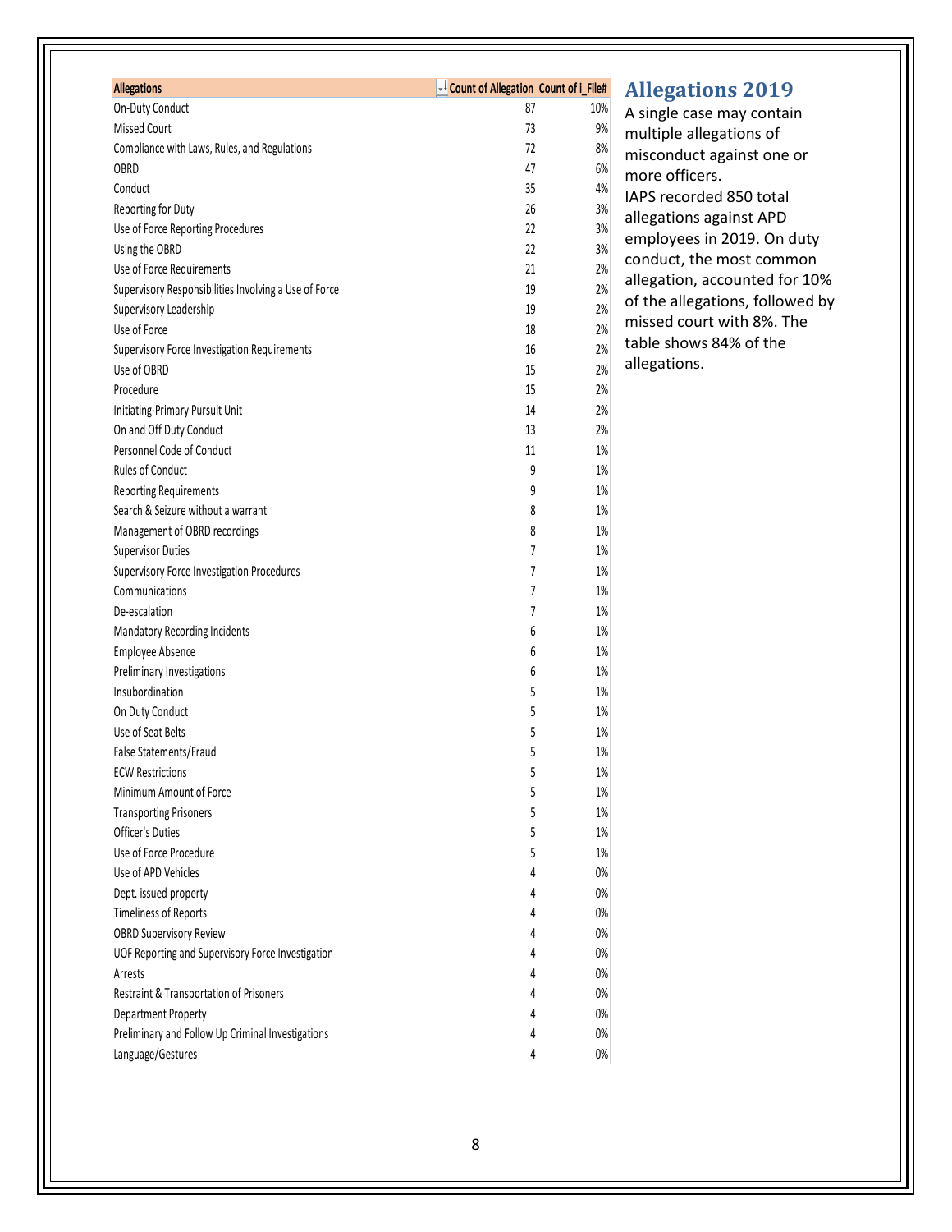## Allegations 2019

A single case may contain multiple allegations of misconduct against one or more officers.

IAPS recorded 850 total allegations against APD employees in 2019. On duty conduct, the most common allegation, accounted for 10% of the allegations, followed by missed court with 8%. The table shows 84% of the allegations.

| Allegations | Count of Allegation | Count of i_File# |
|---|---|---|
| On-Duty Conduct | 87 | 10% |
| Missed Court | 73 | 9% |
| Compliance with Laws, Rules, and Regulations | 72 | 8% |
| OBRD | 47 | 6% |
| Conduct | 35 | 4% |
| Reporting for Duty | 26 | 3% |
| Use of Force Reporting Procedures | 22 | 3% |
| Using the OBRD | 22 | 3% |
| Use of Force Requirements | 21 | 2% |
| Supervisory Responsibilities Involving a Use of Force | 19 | 2% |
| Supervisory Leadership | 19 | 2% |
| Use of Force | 18 | 2% |
| Supervisory Force Investigation Requirements | 16 | 2% |
| Use of OBRD | 15 | 2% |
| Procedure | 15 | 2% |
| Initiating-Primary Pursuit Unit | 14 | 2% |
| On and Off Duty Conduct | 13 | 2% |
| Personnel Code of Conduct | 11 | 1% |
| Rules of Conduct | 9 | 1% |
| Reporting Requirements | 9 | 1% |
| Search & Seizure without a warrant | 8 | 1% |
| Management of OBRD recordings | 8 | 1% |
| Supervisor Duties | 7 | 1% |
| Supervisory Force Investigation Procedures | 7 | 1% |
| Communications | 7 | 1% |
| De-escalation | 7 | 1% |
| Mandatory Recording Incidents | 6 | 1% |
| Employee Absence | 6 | 1% |
| Preliminary Investigations | 6 | 1% |
| Insubordination | 5 | 1% |
| On Duty Conduct | 5 | 1% |
| Use of Seat Belts | 5 | 1% |
| False Statements/Fraud | 5 | 1% |
| ECW Restrictions | 5 | 1% |
| Minimum Amount of Force | 5 | 1% |
| Transporting Prisoners | 5 | 1% |
| Officer's Duties | 5 | 1% |
| Use of Force Procedure | 5 | 1% |
| Use of APD Vehicles | 4 | 0% |
| Dept. issued property | 4 | 0% |
| Timeliness of Reports | 4 | 0% |
| OBRD Supervisory Review | 4 | 0% |
| UOF Reporting and Supervisory Force Investigation | 4 | 0% |
| Arrests | 4 | 0% |
| Restraint & Transportation of Prisoners | 4 | 0% |
| Department Property | 4 | 0% |
| Preliminary and Follow Up Criminal Investigations | 4 | 0% |
| Language/Gestures | 4 | 0% |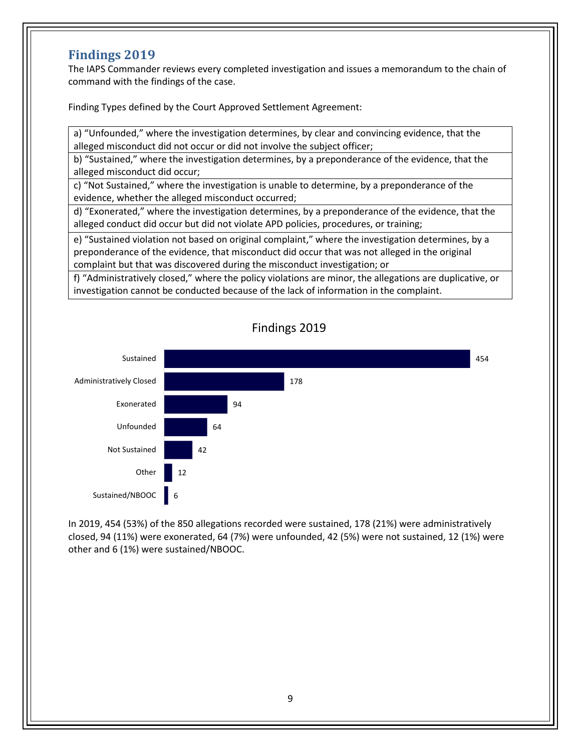## Findings 2019

The IAPS Commander reviews every completed investigation and issues a memorandum to the chain of command with the findings of the case.

Finding Types defined by the Court Approved Settlement Agreement:

| |
|---|
| a) "Unfounded," where the investigation determines, by clear and convincing evidence, that the alleged misconduct did not occur or did not involve the subject officer; |
| b) "Sustained," where the investigation determines, by a preponderance of the evidence, that the alleged misconduct did occur; |
| c) "Not Sustained," where the investigation is unable to determine, by a preponderance of the evidence, whether the alleged misconduct occurred; |
| d) "Exonerated," where the investigation determines, by a preponderance of the evidence, that the alleged conduct did occur but did not violate APD policies, procedures, or training; |
| e) "Sustained violation not based on original complaint," where the investigation determines, by a preponderance of the evidence, that misconduct did occur that was not alleged in the original complaint but that was discovered during the misconduct investigation; or |
| f) "Administratively closed," where the policy violations are minor, the allegations are duplicative, or investigation cannot be conducted because of the lack of information in the complaint. |

**Findings 2019**

| Finding | Count |
|---|---|
| Sustained | 454 |
| Administratively Closed | 178 |
| Exonerated | 94 |
| Unfounded | 64 |
| Not Sustained | 42 |
| Other | 12 |
| Sustained/NBOOC | 6 |

In 2019, 454 (53%) of the 850 allegations recorded were sustained, 178 (21%) were administratively closed, 94 (11%) were exonerated, 64 (7%) were unfounded, 42 (5%) were not sustained, 12 (1%) were other and 6 (1%) were sustained/NBOOC.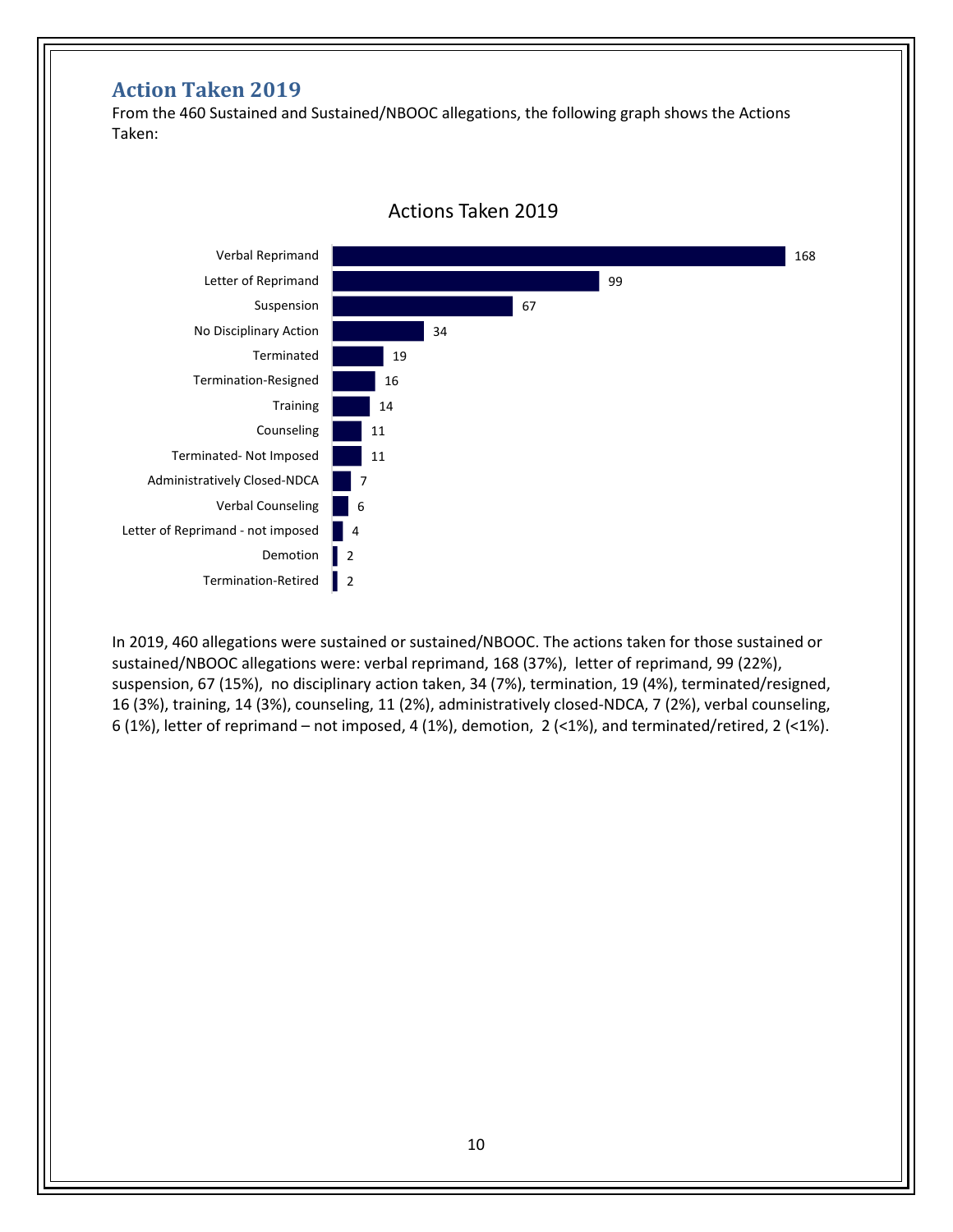## Action Taken 2019

From the 460 Sustained and Sustained/NBOOC allegations, the following graph shows the Actions Taken:

**Actions Taken 2019**

| Action | Count |
| --- | --- |
| Verbal Reprimand | 168 |
| Letter of Reprimand | 99 |
| Suspension | 67 |
| No Disciplinary Action | 34 |
| Terminated | 19 |
| Termination-Resigned | 16 |
| Training | 14 |
| Counseling | 11 |
| Terminated- Not Imposed | 11 |
| Administratively Closed-NDCA | 7 |
| Verbal Counseling | 6 |
| Letter of Reprimand - not imposed | 4 |
| Demotion | 2 |
| Termination-Retired | 2 |

In 2019, 460 allegations were sustained or sustained/NBOOC. The actions taken for those sustained or sustained/NBOOC allegations were: verbal reprimand, 168 (37%), letter of reprimand, 99 (22%), suspension, 67 (15%), no disciplinary action taken, 34 (7%), termination, 19 (4%), terminated/resigned, 16 (3%), training, 14 (3%), counseling, 11 (2%), administratively closed-NDCA, 7 (2%), verbal counseling, 6 (1%), letter of reprimand – not imposed, 4 (1%), demotion, 2 (<1%), and terminated/retired, 2 (<1%).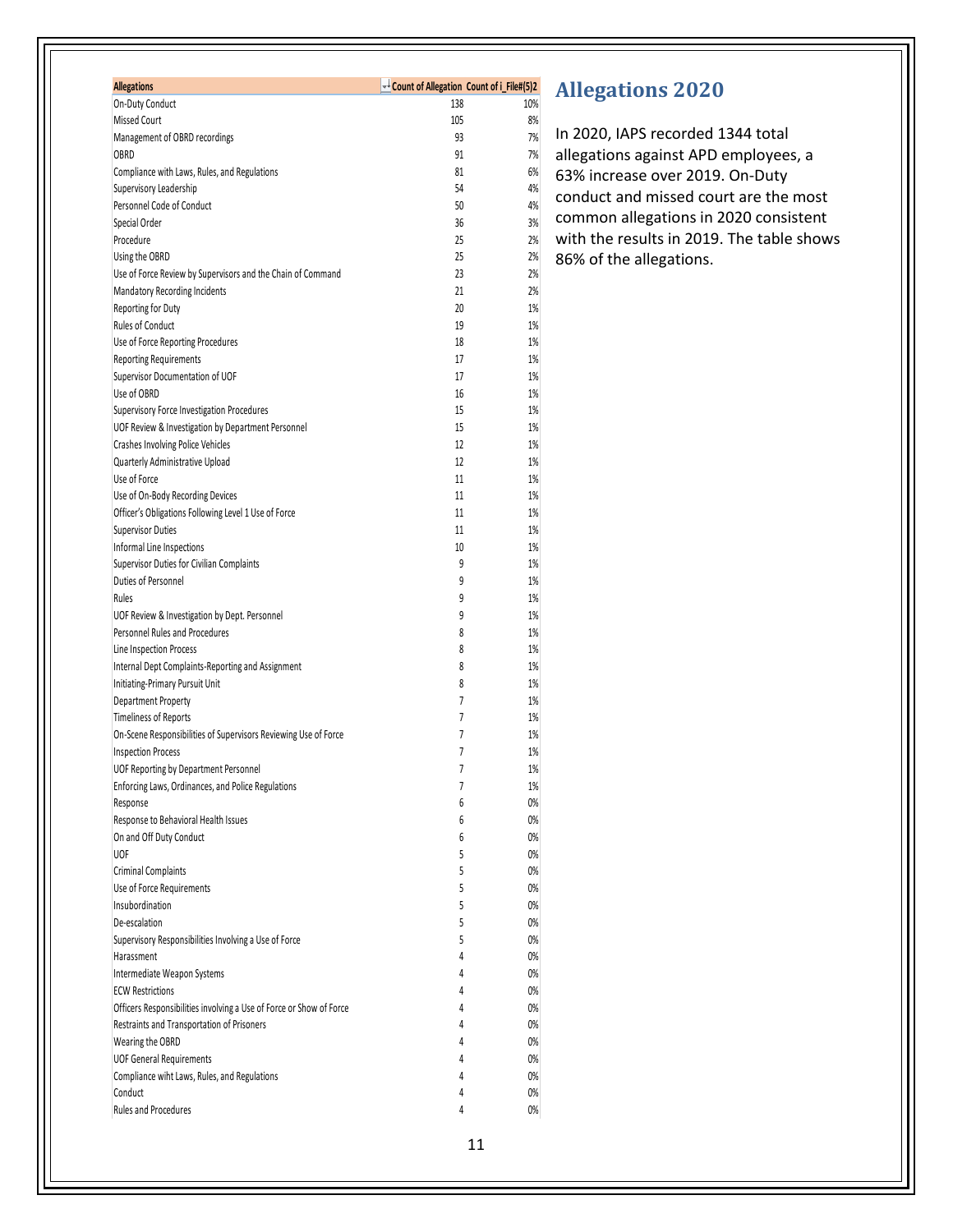## Allegations 2020

In 2020, IAPS recorded 1344 total allegations against APD employees, a 63% increase over 2019. On-Duty conduct and missed court are the most common allegations in 2020 consistent with the results in 2019. The table shows 86% of the allegations.

| Allegations | Count of Allegation | Count of i_File#(5)2 |
|---|---|---|
| On-Duty Conduct | 138 | 10% |
| Missed Court | 105 | 8% |
| Management of OBRD recordings | 93 | 7% |
| OBRD | 91 | 7% |
| Compliance with Laws, Rules, and Regulations | 81 | 6% |
| Supervisory Leadership | 54 | 4% |
| Personnel Code of Conduct | 50 | 4% |
| Special Order | 36 | 3% |
| Procedure | 25 | 2% |
| Using the OBRD | 25 | 2% |
| Use of Force Review by Supervisors and the Chain of Command | 23 | 2% |
| Mandatory Recording Incidents | 21 | 2% |
| Reporting for Duty | 20 | 1% |
| Rules of Conduct | 19 | 1% |
| Use of Force Reporting Procedures | 18 | 1% |
| Reporting Requirements | 17 | 1% |
| Supervisor Documentation of UOF | 17 | 1% |
| Use of OBRD | 16 | 1% |
| Supervisory Force Investigation Procedures | 15 | 1% |
| UOF Review & Investigation by Department Personnel | 15 | 1% |
| Crashes Involving Police Vehicles | 12 | 1% |
| Quarterly Administrative Upload | 12 | 1% |
| Use of Force | 11 | 1% |
| Use of On-Body Recording Devices | 11 | 1% |
| Officer's Obligations Following Level 1 Use of Force | 11 | 1% |
| Supervisor Duties | 11 | 1% |
| Informal Line Inspections | 10 | 1% |
| Supervisor Duties for Civilian Complaints | 9 | 1% |
| Duties of Personnel | 9 | 1% |
| Rules | 9 | 1% |
| UOF Review & Investigation by Dept. Personnel | 9 | 1% |
| Personnel Rules and Procedures | 8 | 1% |
| Line Inspection Process | 8 | 1% |
| Internal Dept Complaints-Reporting and Assignment | 8 | 1% |
| Initiating-Primary Pursuit Unit | 8 | 1% |
| Department Property | 7 | 1% |
| Timeliness of Reports | 7 | 1% |
| On-Scene Responsibilities of Supervisors Reviewing Use of Force | 7 | 1% |
| Inspection Process | 7 | 1% |
| UOF Reporting by Department Personnel | 7 | 1% |
| Enforcing Laws, Ordinances, and Police Regulations | 7 | 1% |
| Response | 6 | 0% |
| Response to Behavioral Health Issues | 6 | 0% |
| On and Off Duty Conduct | 6 | 0% |
| UOF | 5 | 0% |
| Criminal Complaints | 5 | 0% |
| Use of Force Requirements | 5 | 0% |
| Insubordination | 5 | 0% |
| De-escalation | 5 | 0% |
| Supervisory Responsibilities Involving a Use of Force | 5 | 0% |
| Harassment | 4 | 0% |
| Intermediate Weapon Systems | 4 | 0% |
| ECW Restrictions | 4 | 0% |
| Officers Responsibilities involving a Use of Force or Show of Force | 4 | 0% |
| Restraints and Transportation of Prisoners | 4 | 0% |
| Wearing the OBRD | 4 | 0% |
| UOF General Requirements | 4 | 0% |
| Compliance wiht Laws, Rules, and Regulations | 4 | 0% |
| Conduct | 4 | 0% |
| Rules and Procedures | 4 | 0% |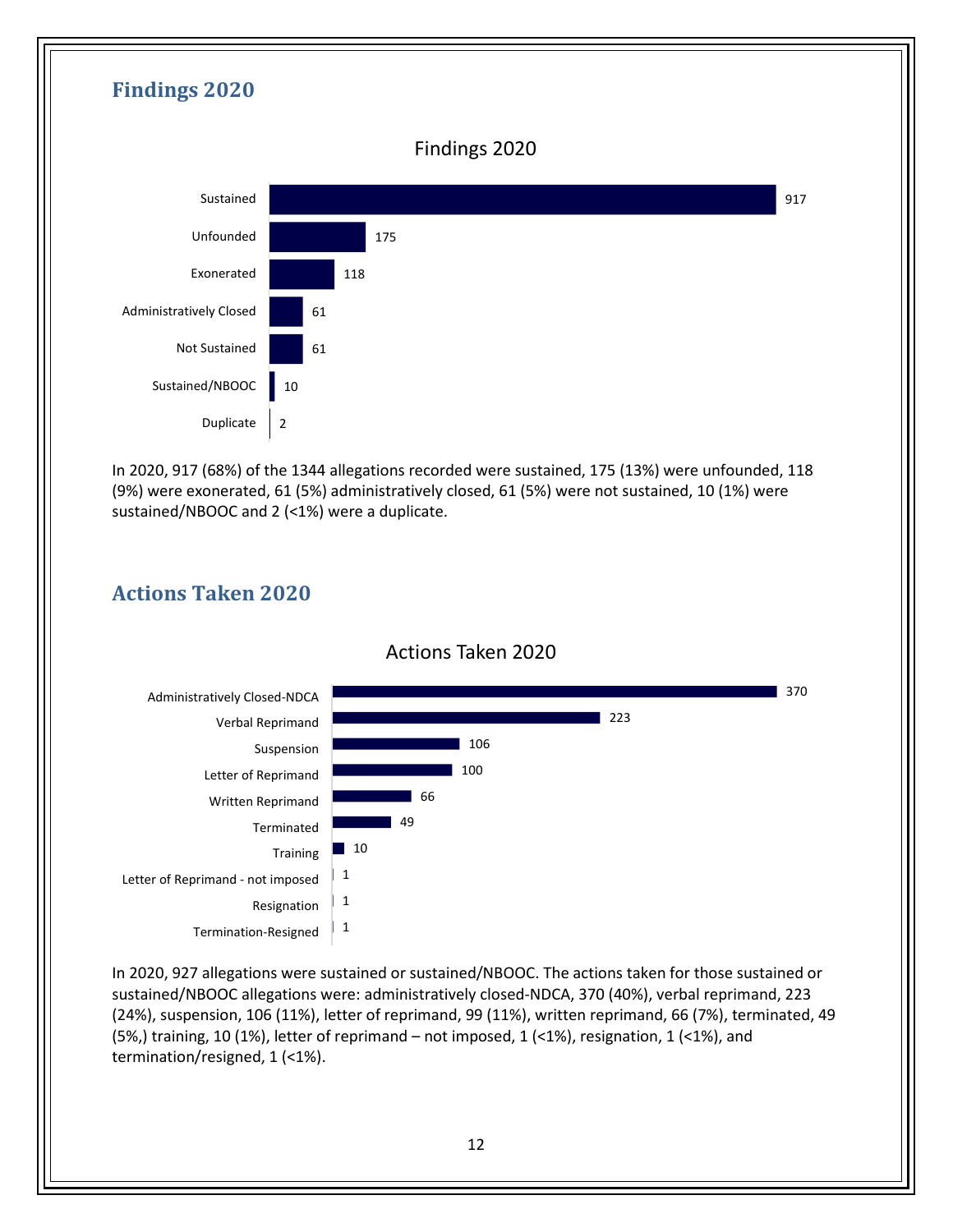## Findings 2020

Findings 2020

Sustained 917
Unfounded 175
Exonerated 118
Administratively Closed 61
Not Sustained 61
Sustained/NBOOC 10
Duplicate 2

In 2020, 917 (68%) of the 1344 allegations recorded were sustained, 175 (13%) were unfounded, 118 (9%) were exonerated, 61 (5%) administratively closed, 61 (5%) were not sustained, 10 (1%) were sustained/NBOOC and 2 (<1%) were a duplicate.

## Actions Taken 2020

Actions Taken 2020

Administratively Closed-NDCA 370
Verbal Reprimand 223
Suspension 106
Letter of Reprimand 100
Written Reprimand 66
Terminated 49
Training 10
Letter of Reprimand - not imposed 1
Resignation 1
Termination-Resigned 1

In 2020, 927 allegations were sustained or sustained/NBOOC. The actions taken for those sustained or sustained/NBOOC allegations were: administratively closed-NDCA, 370 (40%), verbal reprimand, 223 (24%), suspension, 106 (11%), letter of reprimand, 99 (11%), written reprimand, 66 (7%), terminated, 49 (5%,) training, 10 (1%), letter of reprimand – not imposed, 1 (<1%), resignation, 1 (<1%), and termination/resigned, 1 (<1%).